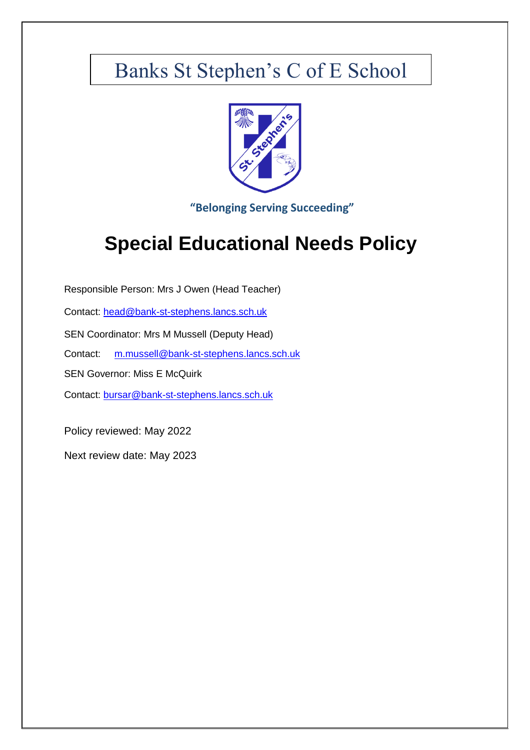# Banks St Stephen's C of E School

**"Belonging Serving Succeeding"**

# Special Educational Needs Policy

Responsible Person: Mrs J Owen (Head Teacher)

Contact: head@bank-st-stephens.lancs.sch.uk

SEN Coordinator: Mrs M Mussell (Deputy Head)

Contact: m.mussell@bank-st-stephens.lancs.sch.uk

SEN Governor: Miss E McQuirk

Contact: bursar@bank-st-stephens.lancs.sch.uk

Policy reviewed: May 2022

Next review date: May 2023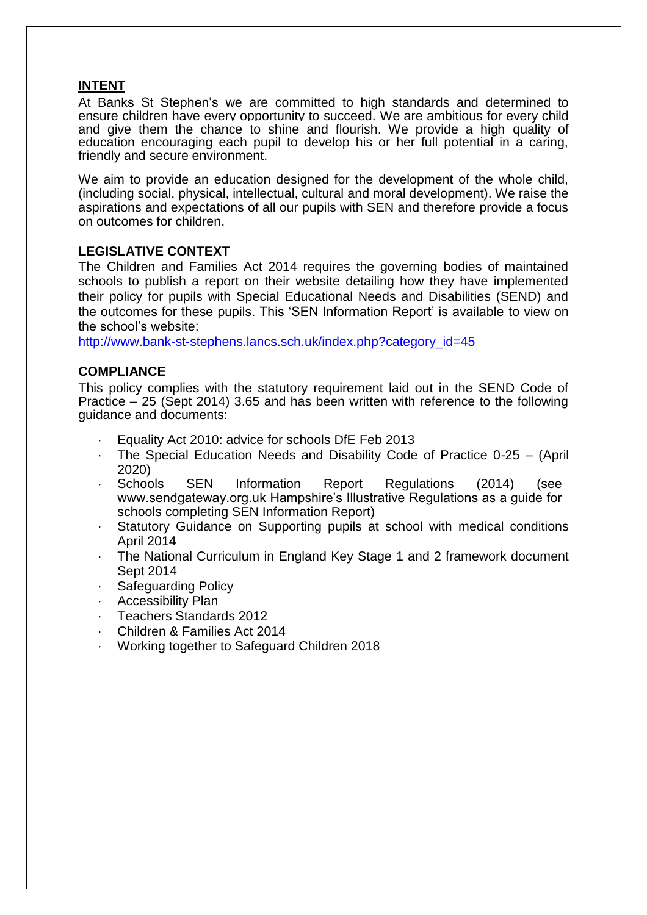## INTENT

At Banks St Stephen's we are committed to high standards and determined to ensure children have every opportunity to succeed. We are ambitious for every child and give them the chance to shine and flourish. We provide a high quality of education encouraging each pupil to develop his or her full potential in a caring, friendly and secure environment.

We aim to provide an education designed for the development of the whole child, (including social, physical, intellectual, cultural and moral development). We raise the aspirations and expectations of all our pupils with SEN and therefore provide a focus on outcomes for children.

## LEGISLATIVE CONTEXT

The Children and Families Act 2014 requires the governing bodies of maintained schools to publish a report on their website detailing how they have implemented their policy for pupils with Special Educational Needs and Disabilities (SEND) and the outcomes for these pupils. This 'SEN Information Report' is available to view on the school's website:

http://www.bank-st-stephens.lancs.sch.uk/index.php?category_id=45

## COMPLIANCE

This policy complies with the statutory requirement laid out in the SEND Code of Practice – 25 (Sept 2014) 3.65 and has been written with reference to the following guidance and documents:

- Equality Act 2010: advice for schools DfE Feb 2013
- The Special Education Needs and Disability Code of Practice 0-25 – (April 2020)
- Schools SEN Information Report Regulations (2014) (see www.sendgateway.org.uk Hampshire's Illustrative Regulations as a guide for schools completing SEN Information Report)
- Statutory Guidance on Supporting pupils at school with medical conditions April 2014
- The National Curriculum in England Key Stage 1 and 2 framework document Sept 2014
- Safeguarding Policy
- Accessibility Plan
- Teachers Standards 2012
- Children & Families Act 2014
- Working together to Safeguard Children 2018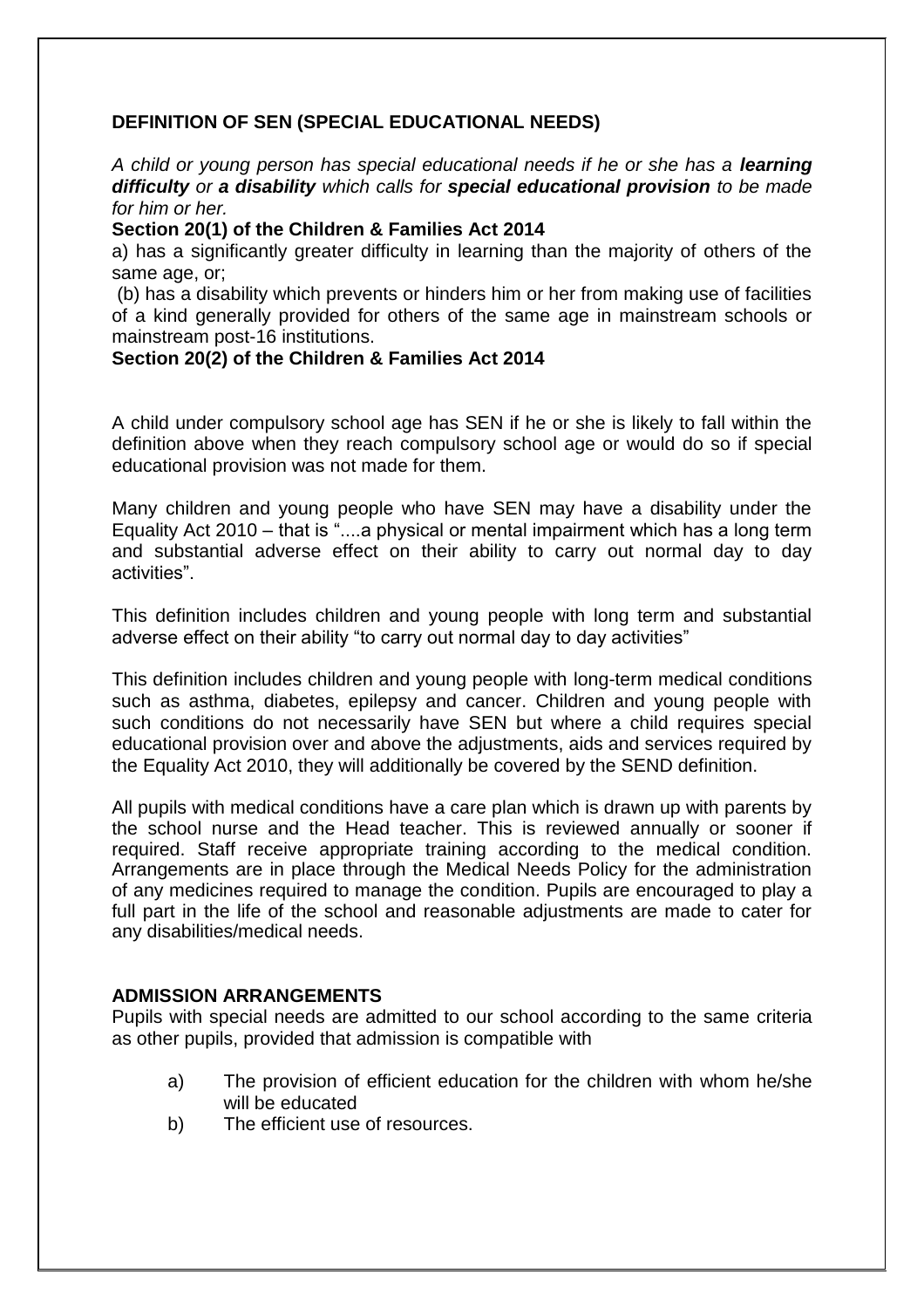**DEFINITION OF SEN (SPECIAL EDUCATIONAL NEEDS)**

*A child or young person has special educational needs if he or she has a **learning difficulty** or **a disability** which calls for **special educational provision** to be made for him or her.*

**Section 20(1) of the Children & Families Act 2014**

a) has a significantly greater difficulty in learning than the majority of others of the same age, or;

(b) has a disability which prevents or hinders him or her from making use of facilities of a kind generally provided for others of the same age in mainstream schools or mainstream post-16 institutions.

**Section 20(2) of the Children & Families Act 2014**

A child under compulsory school age has SEN if he or she is likely to fall within the definition above when they reach compulsory school age or would do so if special educational provision was not made for them.

Many children and young people who have SEN may have a disability under the Equality Act 2010 – that is "....a physical or mental impairment which has a long term and substantial adverse effect on their ability to carry out normal day to day activities".

This definition includes children and young people with long term and substantial adverse effect on their ability "to carry out normal day to day activities"

This definition includes children and young people with long-term medical conditions such as asthma, diabetes, epilepsy and cancer. Children and young people with such conditions do not necessarily have SEN but where a child requires special educational provision over and above the adjustments, aids and services required by the Equality Act 2010, they will additionally be covered by the SEND definition.

All pupils with medical conditions have a care plan which is drawn up with parents by the school nurse and the Head teacher. This is reviewed annually or sooner if required. Staff receive appropriate training according to the medical condition. Arrangements are in place through the Medical Needs Policy for the administration of any medicines required to manage the condition. Pupils are encouraged to play a full part in the life of the school and reasonable adjustments are made to cater for any disabilities/medical needs.

**ADMISSION ARRANGEMENTS**

Pupils with special needs are admitted to our school according to the same criteria as other pupils, provided that admission is compatible with

a) The provision of efficient education for the children with whom he/she will be educated

b) The efficient use of resources.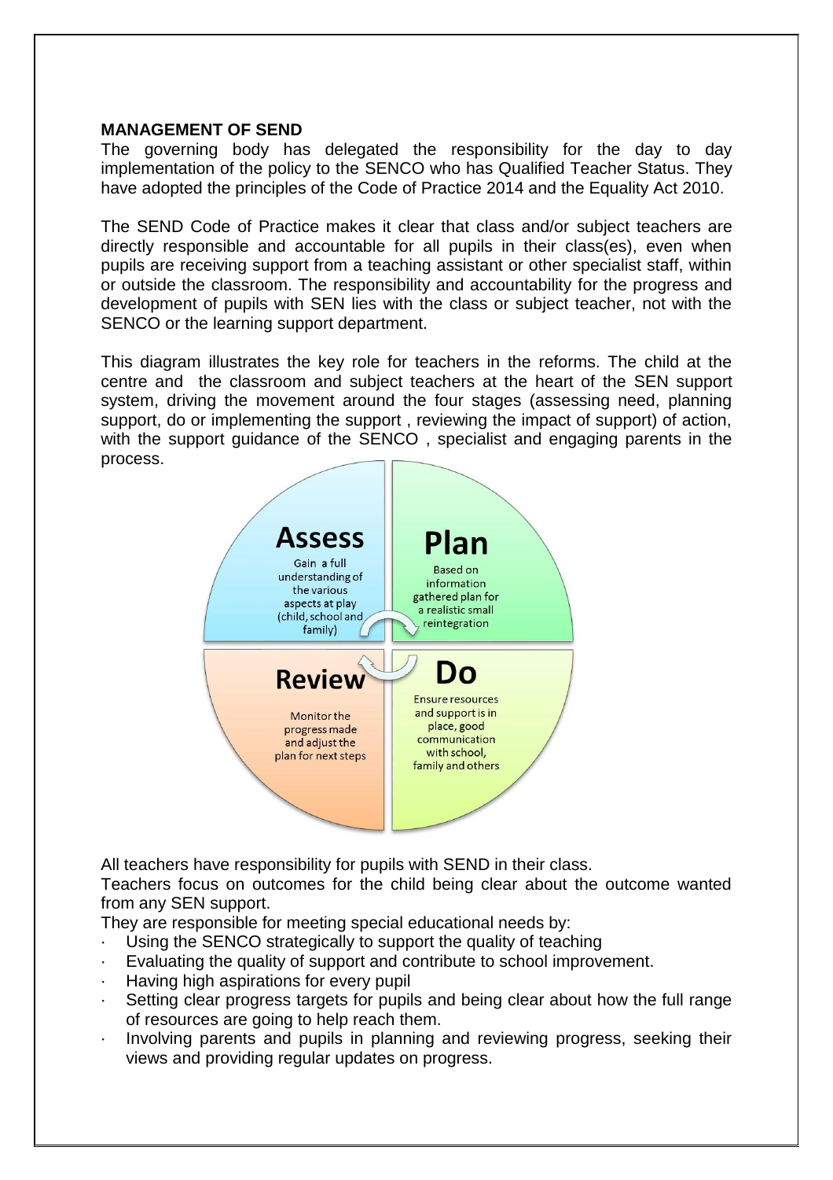**MANAGEMENT OF SEND**

The governing body has delegated the responsibility for the day to day implementation of the policy to the SENCO who has Qualified Teacher Status. They have adopted the principles of the Code of Practice 2014 and the Equality Act 2010.

The SEND Code of Practice makes it clear that class and/or subject teachers are directly responsible and accountable for all pupils in their class(es), even when pupils are receiving support from a teaching assistant or other specialist staff, within or outside the classroom. The responsibility and accountability for the progress and development of pupils with SEN lies with the class or subject teacher, not with the SENCO or the learning support department.

This diagram illustrates the key role for teachers in the reforms. The child at the centre and the classroom and subject teachers at the heart of the SEN support system, driving the movement around the four stages (assessing need, planning support, do or implementing the support , reviewing the impact of support) of action, with the support guidance of the SENCO , specialist and engaging parents in the process.

**Assess**
Gain a full understanding of the various aspects at play (child, school and family)

**Plan**
Based on information gathered plan for a realistic small reintegration

**Do**
Ensure resources and support is in place, good communication with school, family and others

**Review**
Monitor the progress made and adjust the plan for next steps

All teachers have responsibility for pupils with SEND in their class.

Teachers focus on outcomes for the child being clear about the outcome wanted from any SEN support.

They are responsible for meeting special educational needs by:

- Using the SENCO strategically to support the quality of teaching
- Evaluating the quality of support and contribute to school improvement.
- Having high aspirations for every pupil
- Setting clear progress targets for pupils and being clear about how the full range of resources are going to help reach them.
- Involving parents and pupils in planning and reviewing progress, seeking their views and providing regular updates on progress.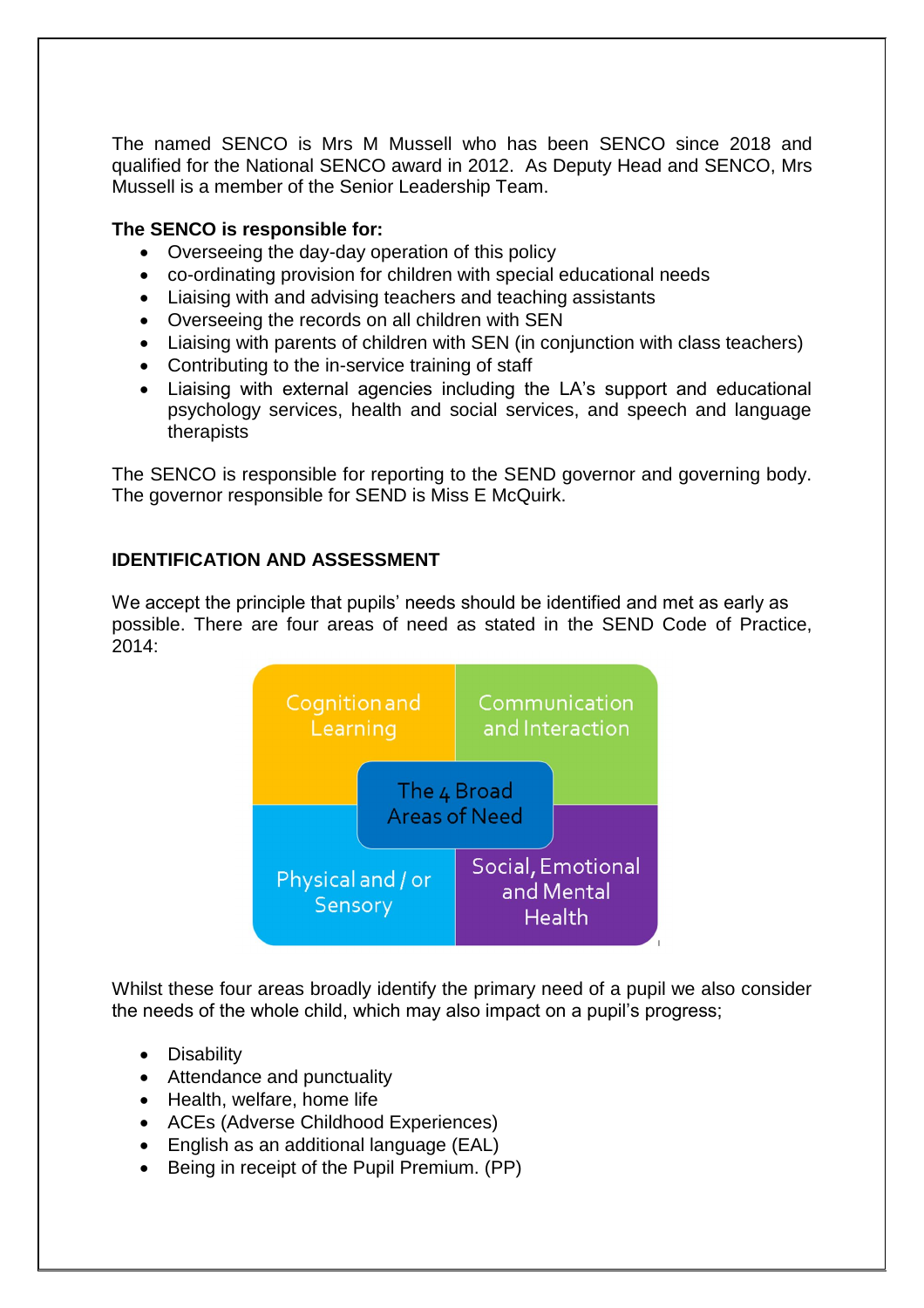The named SENCO is Mrs M Mussell who has been SENCO since 2018 and qualified for the National SENCO award in 2012. As Deputy Head and SENCO, Mrs Mussell is a member of the Senior Leadership Team.

**The SENCO is responsible for:**

- Overseeing the day-day operation of this policy
- co-ordinating provision for children with special educational needs
- Liaising with and advising teachers and teaching assistants
- Overseeing the records on all children with SEN
- Liaising with parents of children with SEN (in conjunction with class teachers)
- Contributing to the in-service training of staff
- Liaising with external agencies including the LA's support and educational psychology services, health and social services, and speech and language therapists

The SENCO is responsible for reporting to the SEND governor and governing body. The governor responsible for SEND is Miss E McQuirk.

**IDENTIFICATION AND ASSESSMENT**

We accept the principle that pupils' needs should be identified and met as early as possible. There are four areas of need as stated in the SEND Code of Practice, 2014:

The 4 Broad Areas of Need

- Cognition and Learning
- Communication and Interaction
- Physical and / or Sensory
- Social, Emotional and Mental Health

Whilst these four areas broadly identify the primary need of a pupil we also consider the needs of the whole child, which may also impact on a pupil's progress;

- Disability
- Attendance and punctuality
- Health, welfare, home life
- ACEs (Adverse Childhood Experiences)
- English as an additional language (EAL)
- Being in receipt of the Pupil Premium. (PP)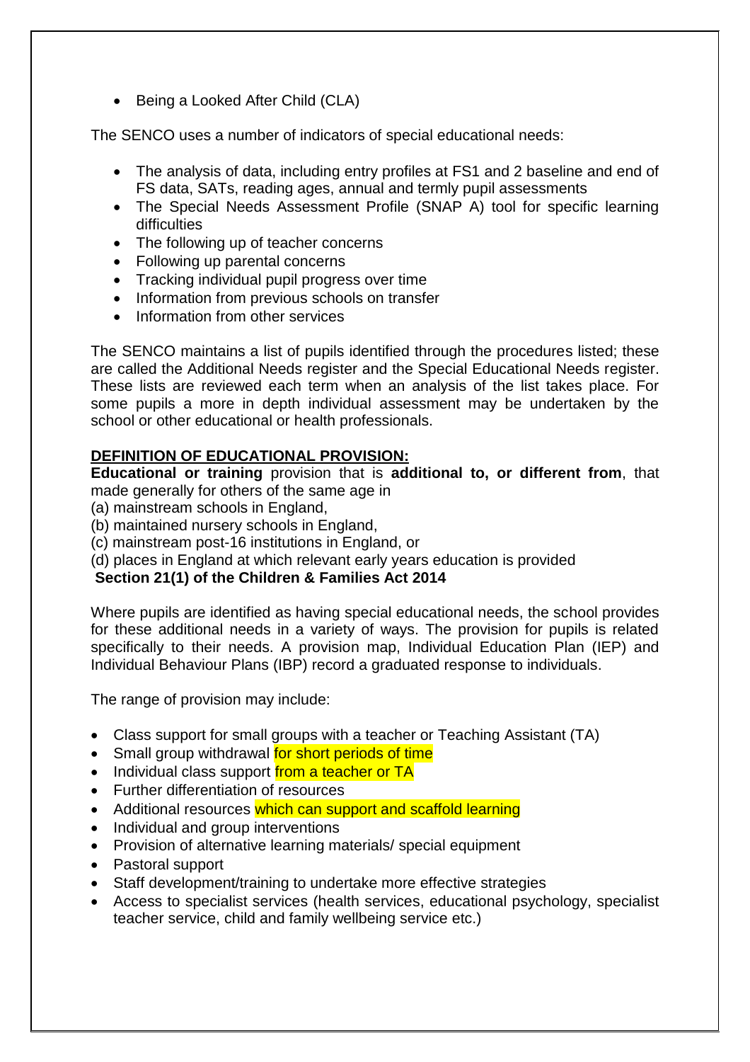- Being a Looked After Child (CLA)

The SENCO uses a number of indicators of special educational needs:

- The analysis of data, including entry profiles at FS1 and 2 baseline and end of FS data, SATs, reading ages, annual and termly pupil assessments
- The Special Needs Assessment Profile (SNAP A) tool for specific learning difficulties
- The following up of teacher concerns
- Following up parental concerns
- Tracking individual pupil progress over time
- Information from previous schools on transfer
- Information from other services

The SENCO maintains a list of pupils identified through the procedures listed; these are called the Additional Needs register and the Special Educational Needs register. These lists are reviewed each term when an analysis of the list takes place. For some pupils a more in depth individual assessment may be undertaken by the school or other educational or health professionals.

**DEFINITION OF EDUCATIONAL PROVISION:**

**Educational or training** provision that is **additional to, or different from**, that made generally for others of the same age in
(a) mainstream schools in England,
(b) maintained nursery schools in England,
(c) mainstream post-16 institutions in England, or
(d) places in England at which relevant early years education is provided
**Section 21(1) of the Children & Families Act 2014**

Where pupils are identified as having special educational needs, the school provides for these additional needs in a variety of ways. The provision for pupils is related specifically to their needs. A provision map, Individual Education Plan (IEP) and Individual Behaviour Plans (IBP) record a graduated response to individuals.

The range of provision may include:

- Class support for small groups with a teacher or Teaching Assistant (TA)
- Small group withdrawal for short periods of time
- Individual class support from a teacher or TA
- Further differentiation of resources
- Additional resources which can support and scaffold learning
- Individual and group interventions
- Provision of alternative learning materials/ special equipment
- Pastoral support
- Staff development/training to undertake more effective strategies
- Access to specialist services (health services, educational psychology, specialist teacher service, child and family wellbeing service etc.)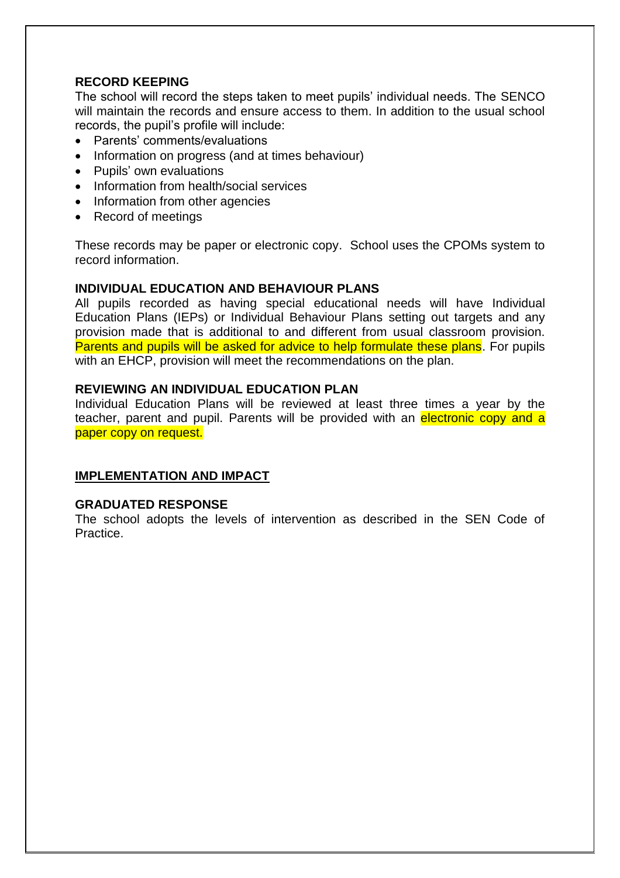### RECORD KEEPING

The school will record the steps taken to meet pupils' individual needs. The SENCO will maintain the records and ensure access to them. In addition to the usual school records, the pupil's profile will include:

- Parents' comments/evaluations
- Information on progress (and at times behaviour)
- Pupils' own evaluations
- Information from health/social services
- Information from other agencies
- Record of meetings

These records may be paper or electronic copy. School uses the CPOMs system to record information.

### INDIVIDUAL EDUCATION AND BEHAVIOUR PLANS

All pupils recorded as having special educational needs will have Individual Education Plans (IEPs) or Individual Behaviour Plans setting out targets and any provision made that is additional to and different from usual classroom provision. Parents and pupils will be asked for advice to help formulate these plans. For pupils with an EHCP, provision will meet the recommendations on the plan.

### REVIEWING AN INDIVIDUAL EDUCATION PLAN

Individual Education Plans will be reviewed at least three times a year by the teacher, parent and pupil. Parents will be provided with an electronic copy and a paper copy on request.

## IMPLEMENTATION AND IMPACT

### GRADUATED RESPONSE

The school adopts the levels of intervention as described in the SEN Code of Practice.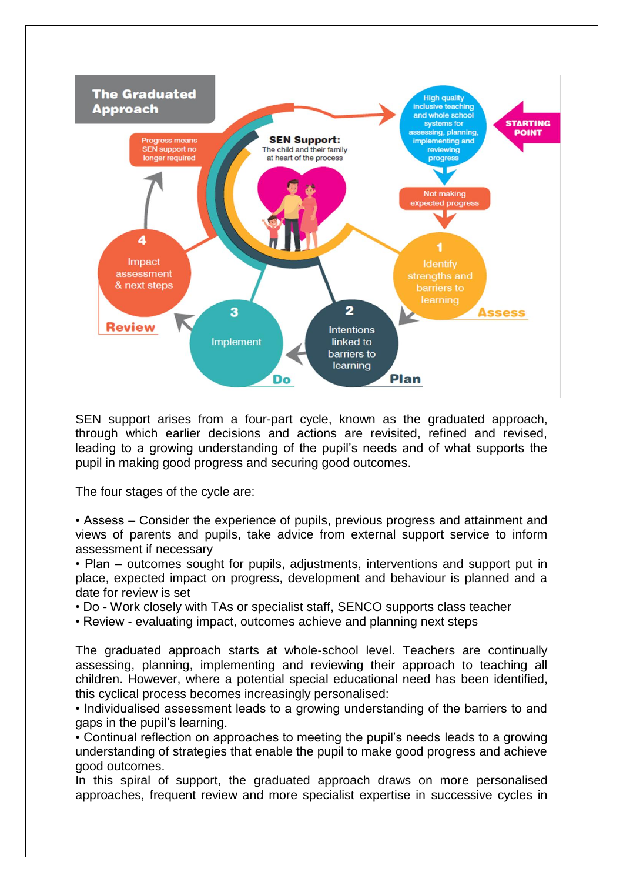The Graduated Approach

STARTING POINT

High quality inclusive teaching and whole school systems for assessing, planning, implementing and reviewing progress

Not making expected progress

1 Identify strengths and barriers to learning — Assess

2 Intentions linked to barriers to learning — Plan

3 Implement — Do

4 Impact assessment & next steps — Review

Progress means SEN support no longer required

SEN Support: The child and their family at heart of the process

SEN support arises from a four-part cycle, known as the graduated approach, through which earlier decisions and actions are revisited, refined and revised, leading to a growing understanding of the pupil's needs and of what supports the pupil in making good progress and securing good outcomes.

The four stages of the cycle are:

- Assess – Consider the experience of pupils, previous progress and attainment and views of parents and pupils, take advice from external support service to inform assessment if necessary
- Plan – outcomes sought for pupils, adjustments, interventions and support put in place, expected impact on progress, development and behaviour is planned and a date for review is set
- Do - Work closely with TAs or specialist staff, SENCO supports class teacher
- Review - evaluating impact, outcomes achieve and planning next steps

The graduated approach starts at whole-school level. Teachers are continually assessing, planning, implementing and reviewing their approach to teaching all children. However, where a potential special educational need has been identified, this cyclical process becomes increasingly personalised:

- Individualised assessment leads to a growing understanding of the barriers to and gaps in the pupil's learning.
- Continual reflection on approaches to meeting the pupil's needs leads to a growing understanding of strategies that enable the pupil to make good progress and achieve good outcomes.

In this spiral of support, the graduated approach draws on more personalised approaches, frequent review and more specialist expertise in successive cycles in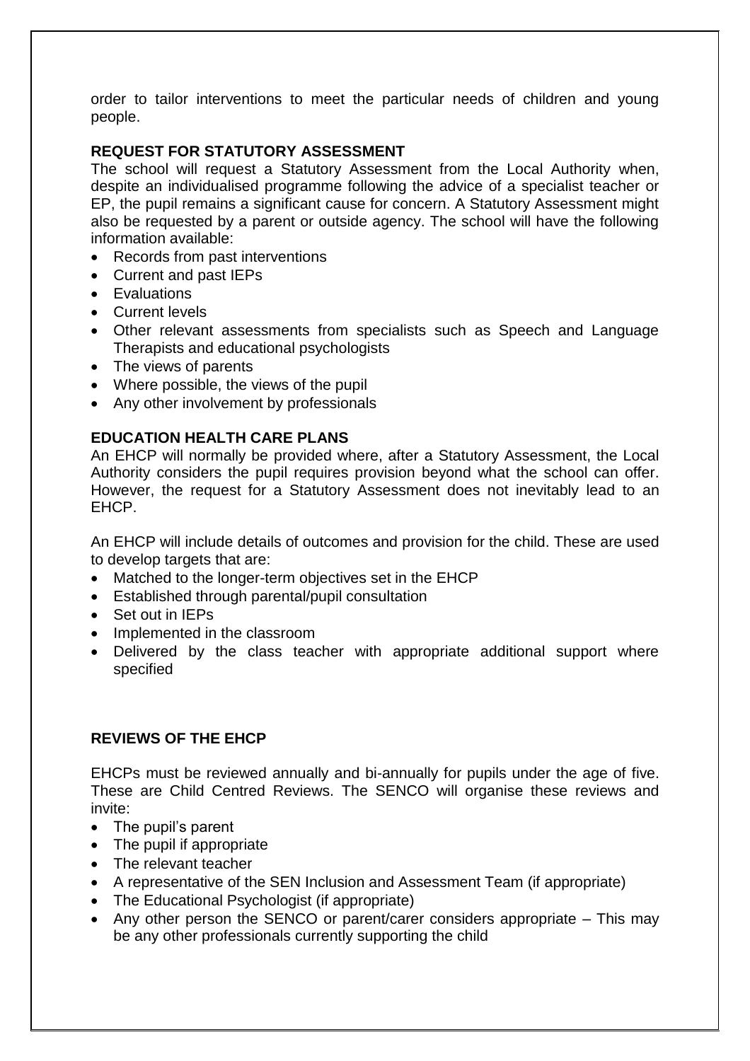order to tailor interventions to meet the particular needs of children and young people.

## REQUEST FOR STATUTORY ASSESSMENT

The school will request a Statutory Assessment from the Local Authority when, despite an individualised programme following the advice of a specialist teacher or EP, the pupil remains a significant cause for concern. A Statutory Assessment might also be requested by a parent or outside agency. The school will have the following information available:

- Records from past interventions
- Current and past IEPs
- Evaluations
- Current levels
- Other relevant assessments from specialists such as Speech and Language Therapists and educational psychologists
- The views of parents
- Where possible, the views of the pupil
- Any other involvement by professionals

## EDUCATION HEALTH CARE PLANS

An EHCP will normally be provided where, after a Statutory Assessment, the Local Authority considers the pupil requires provision beyond what the school can offer. However, the request for a Statutory Assessment does not inevitably lead to an EHCP.

An EHCP will include details of outcomes and provision for the child. These are used to develop targets that are:

- Matched to the longer-term objectives set in the EHCP
- Established through parental/pupil consultation
- Set out in IEPs
- Implemented in the classroom
- Delivered by the class teacher with appropriate additional support where specified

## REVIEWS OF THE EHCP

EHCPs must be reviewed annually and bi-annually for pupils under the age of five. These are Child Centred Reviews. The SENCO will organise these reviews and invite:

- The pupil's parent
- The pupil if appropriate
- The relevant teacher
- A representative of the SEN Inclusion and Assessment Team (if appropriate)
- The Educational Psychologist (if appropriate)
- Any other person the SENCO or parent/carer considers appropriate – This may be any other professionals currently supporting the child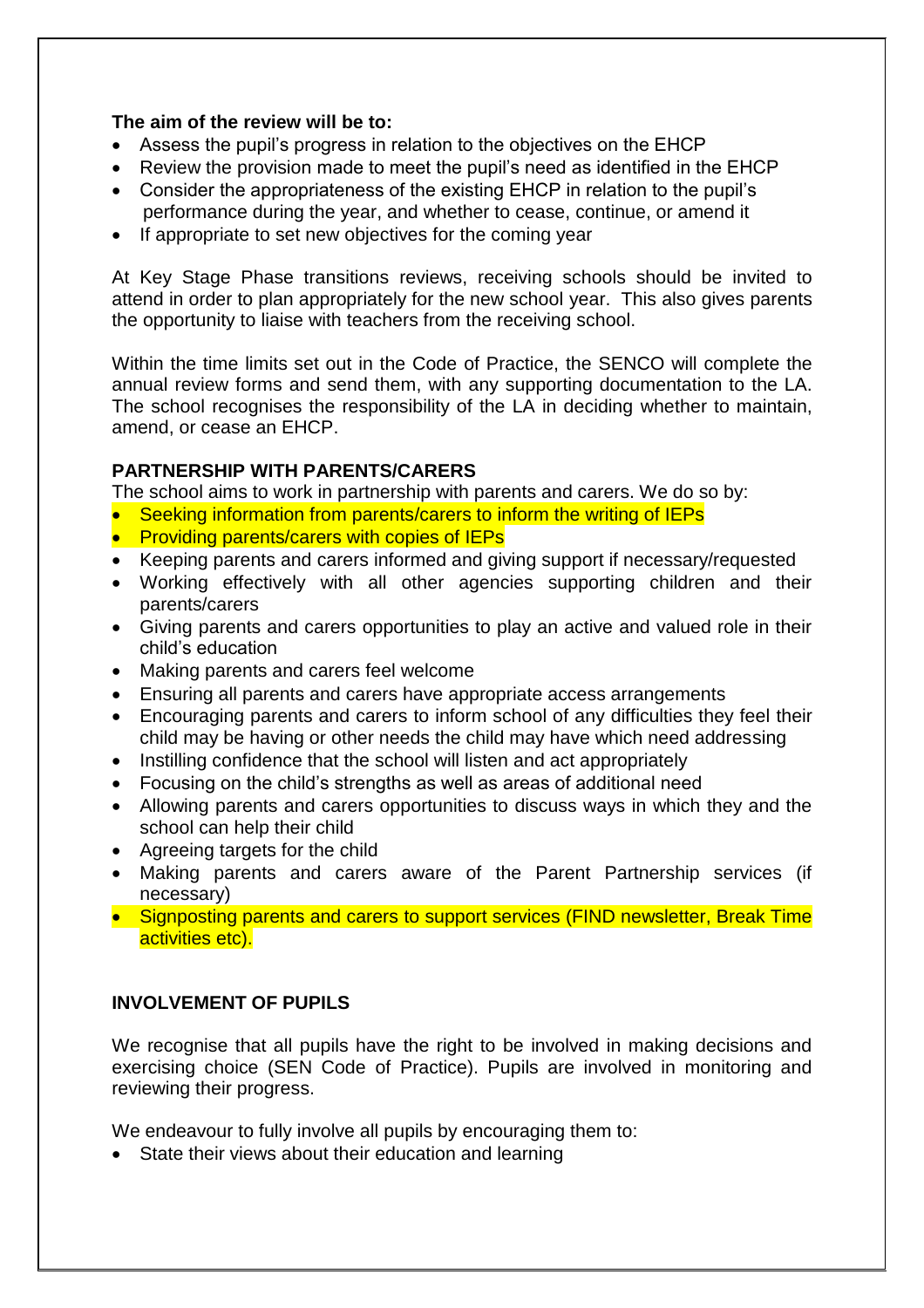**The aim of the review will be to:**

- Assess the pupil's progress in relation to the objectives on the EHCP
- Review the provision made to meet the pupil's need as identified in the EHCP
- Consider the appropriateness of the existing EHCP in relation to the pupil's performance during the year, and whether to cease, continue, or amend it
- If appropriate to set new objectives for the coming year

At Key Stage Phase transitions reviews, receiving schools should be invited to attend in order to plan appropriately for the new school year. This also gives parents the opportunity to liaise with teachers from the receiving school.

Within the time limits set out in the Code of Practice, the SENCO will complete the annual review forms and send them, with any supporting documentation to the LA. The school recognises the responsibility of the LA in deciding whether to maintain, amend, or cease an EHCP.

**PARTNERSHIP WITH PARENTS/CARERS**

The school aims to work in partnership with parents and carers. We do so by:

- Seeking information from parents/carers to inform the writing of IEPs
- Providing parents/carers with copies of IEPs
- Keeping parents and carers informed and giving support if necessary/requested
- Working effectively with all other agencies supporting children and their parents/carers
- Giving parents and carers opportunities to play an active and valued role in their child's education
- Making parents and carers feel welcome
- Ensuring all parents and carers have appropriate access arrangements
- Encouraging parents and carers to inform school of any difficulties they feel their child may be having or other needs the child may have which need addressing
- Instilling confidence that the school will listen and act appropriately
- Focusing on the child's strengths as well as areas of additional need
- Allowing parents and carers opportunities to discuss ways in which they and the school can help their child
- Agreeing targets for the child
- Making parents and carers aware of the Parent Partnership services (if necessary)
- Signposting parents and carers to support services (FIND newsletter, Break Time activities etc).

**INVOLVEMENT OF PUPILS**

We recognise that all pupils have the right to be involved in making decisions and exercising choice (SEN Code of Practice). Pupils are involved in monitoring and reviewing their progress.

We endeavour to fully involve all pupils by encouraging them to:

- State their views about their education and learning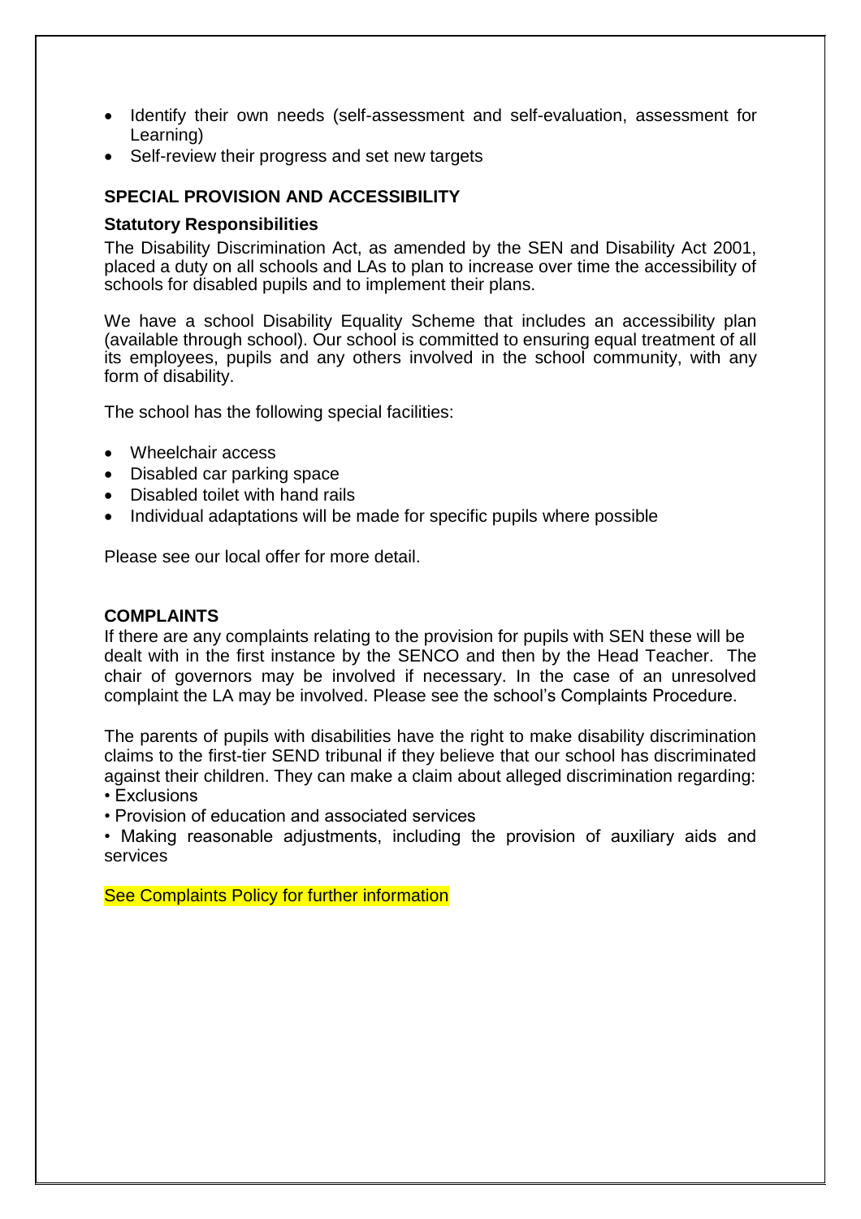- Identify their own needs (self-assessment and self-evaluation, assessment for Learning)
- Self-review their progress and set new targets

## SPECIAL PROVISION AND ACCESSIBILITY

### Statutory Responsibilities

The Disability Discrimination Act, as amended by the SEN and Disability Act 2001, placed a duty on all schools and LAs to plan to increase over time the accessibility of schools for disabled pupils and to implement their plans.

We have a school Disability Equality Scheme that includes an accessibility plan (available through school). Our school is committed to ensuring equal treatment of all its employees, pupils and any others involved in the school community, with any form of disability.

The school has the following special facilities:

- Wheelchair access
- Disabled car parking space
- Disabled toilet with hand rails
- Individual adaptations will be made for specific pupils where possible

Please see our local offer for more detail.

## COMPLAINTS

If there are any complaints relating to the provision for pupils with SEN these will be dealt with in the first instance by the SENCO and then by the Head Teacher. The chair of governors may be involved if necessary. In the case of an unresolved complaint the LA may be involved. Please see the school's Complaints Procedure.

The parents of pupils with disabilities have the right to make disability discrimination claims to the first-tier SEND tribunal if they believe that our school has discriminated against their children. They can make a claim about alleged discrimination regarding:

- Exclusions
- Provision of education and associated services
- Making reasonable adjustments, including the provision of auxiliary aids and services

See Complaints Policy for further information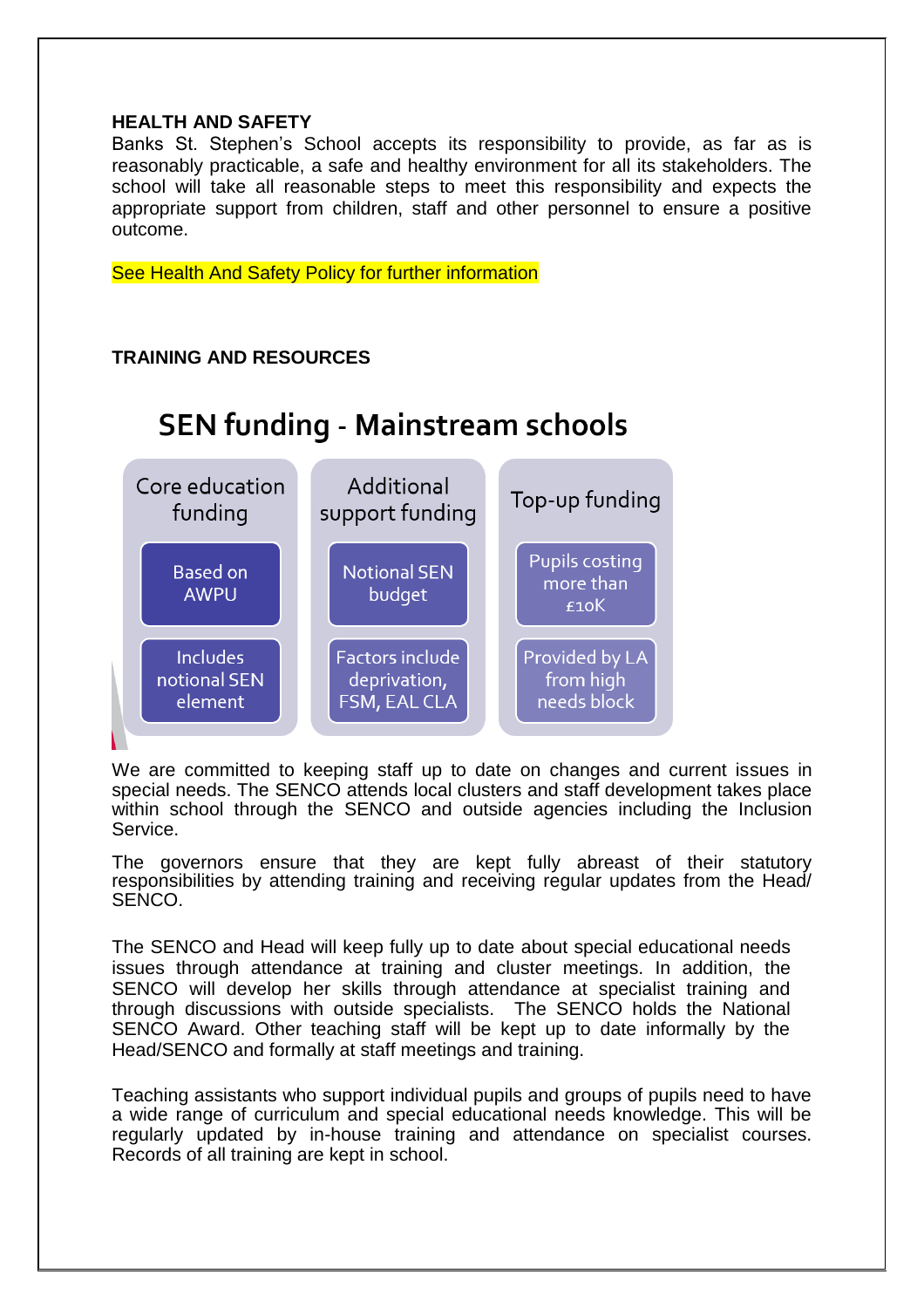**HEALTH AND SAFETY**

Banks St. Stephen's School accepts its responsibility to provide, as far as is reasonably practicable, a safe and healthy environment for all its stakeholders. The school will take all reasonable steps to meet this responsibility and expects the appropriate support from children, staff and other personnel to ensure a positive outcome.

See Health And Safety Policy for further information

**TRAINING AND RESOURCES**

## SEN funding - Mainstream schools

| Core education funding | Additional support funding | Top-up funding |
| --- | --- | --- |
| Based on AWPU | Notional SEN budget | Pupils costing more than £10K |
| Includes notional SEN element | Factors include deprivation, FSM, EAL CLA | Provided by LA from high needs block |

We are committed to keeping staff up to date on changes and current issues in special needs. The SENCO attends local clusters and staff development takes place within school through the SENCO and outside agencies including the Inclusion Service.

The governors ensure that they are kept fully abreast of their statutory responsibilities by attending training and receiving regular updates from the Head/ SENCO.

The SENCO and Head will keep fully up to date about special educational needs issues through attendance at training and cluster meetings. In addition, the SENCO will develop her skills through attendance at specialist training and through discussions with outside specialists. The SENCO holds the National SENCO Award. Other teaching staff will be kept up to date informally by the Head/SENCO and formally at staff meetings and training.

Teaching assistants who support individual pupils and groups of pupils need to have a wide range of curriculum and special educational needs knowledge. This will be regularly updated by in-house training and attendance on specialist courses. Records of all training are kept in school.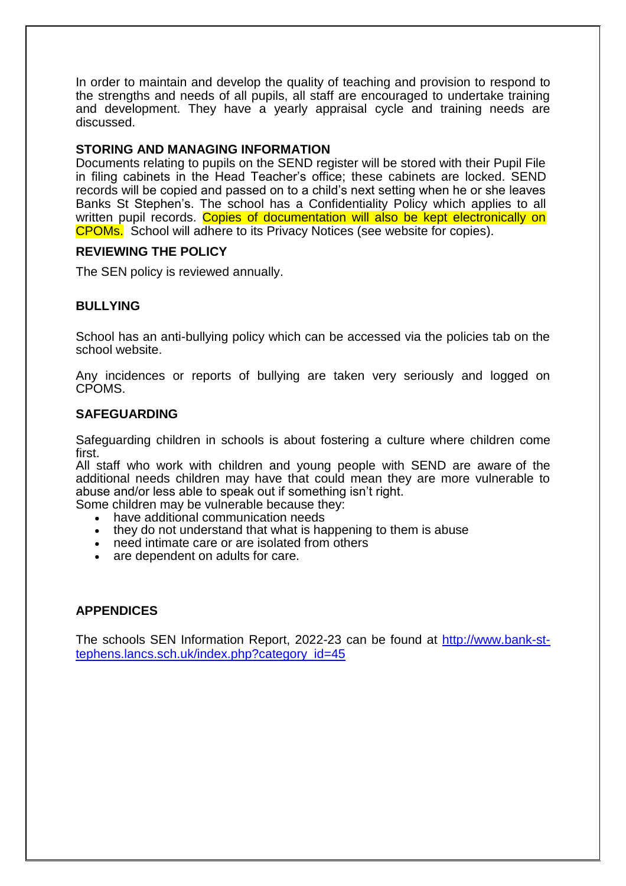In order to maintain and develop the quality of teaching and provision to respond to the strengths and needs of all pupils, all staff are encouraged to undertake training and development. They have a yearly appraisal cycle and training needs are discussed.

**STORING AND MANAGING INFORMATION**

Documents relating to pupils on the SEND register will be stored with their Pupil File in filing cabinets in the Head Teacher's office; these cabinets are locked. SEND records will be copied and passed on to a child's next setting when he or she leaves Banks St Stephen's. The school has a Confidentiality Policy which applies to all written pupil records. Copies of documentation will also be kept electronically on CPOMs. School will adhere to its Privacy Notices (see website for copies).

**REVIEWING THE POLICY**

The SEN policy is reviewed annually.

**BULLYING**

School has an anti-bullying policy which can be accessed via the policies tab on the school website.

Any incidences or reports of bullying are taken very seriously and logged on CPOMS.

**SAFEGUARDING**

Safeguarding children in schools is about fostering a culture where children come first.

All staff who work with children and young people with SEND are aware of the additional needs children may have that could mean they are more vulnerable to abuse and/or less able to speak out if something isn't right.

Some children may be vulnerable because they:

- have additional communication needs
- they do not understand that what is happening to them is abuse
- need intimate care or are isolated from others
- are dependent on adults for care.

**APPENDICES**

The schools SEN Information Report, 2022-23 can be found at [http://www.bank-st-tephens.lancs.sch.uk/index.php?category_id=45](http://www.bank-st-tephens.lancs.sch.uk/index.php?category_id=45)